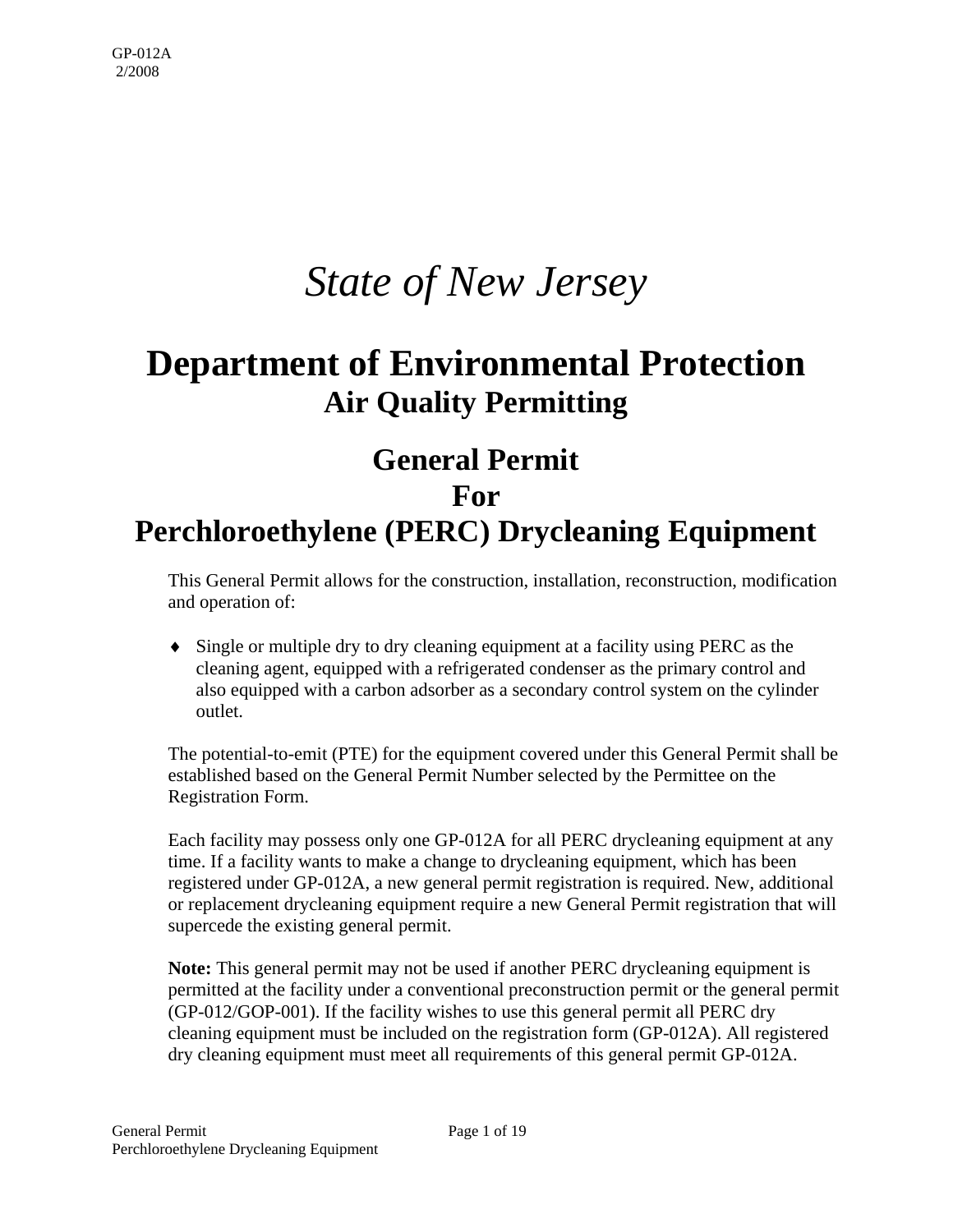GP-012A
2/2008

# *State of New Jersey*

# Department of Environmental Protection
## Air Quality Permitting

## General Permit
## For
## Perchloroethylene (PERC) Drycleaning Equipment

This General Permit allows for the construction, installation, reconstruction, modification and operation of:

- Single or multiple dry to dry cleaning equipment at a facility using PERC as the cleaning agent, equipped with a refrigerated condenser as the primary control and also equipped with a carbon adsorber as a secondary control system on the cylinder outlet.

The potential-to-emit (PTE) for the equipment covered under this General Permit shall be established based on the General Permit Number selected by the Permittee on the Registration Form.

Each facility may possess only one GP-012A for all PERC drycleaning equipment at any time. If a facility wants to make a change to drycleaning equipment, which has been registered under GP-012A, a new general permit registration is required. New, additional or replacement drycleaning equipment require a new General Permit registration that will supercede the existing general permit.

**Note:** This general permit may not be used if another PERC drycleaning equipment is permitted at the facility under a conventional preconstruction permit or the general permit (GP-012/GOP-001). If the facility wishes to use this general permit all PERC dry cleaning equipment must be included on the registration form (GP-012A). All registered dry cleaning equipment must meet all requirements of this general permit GP-012A.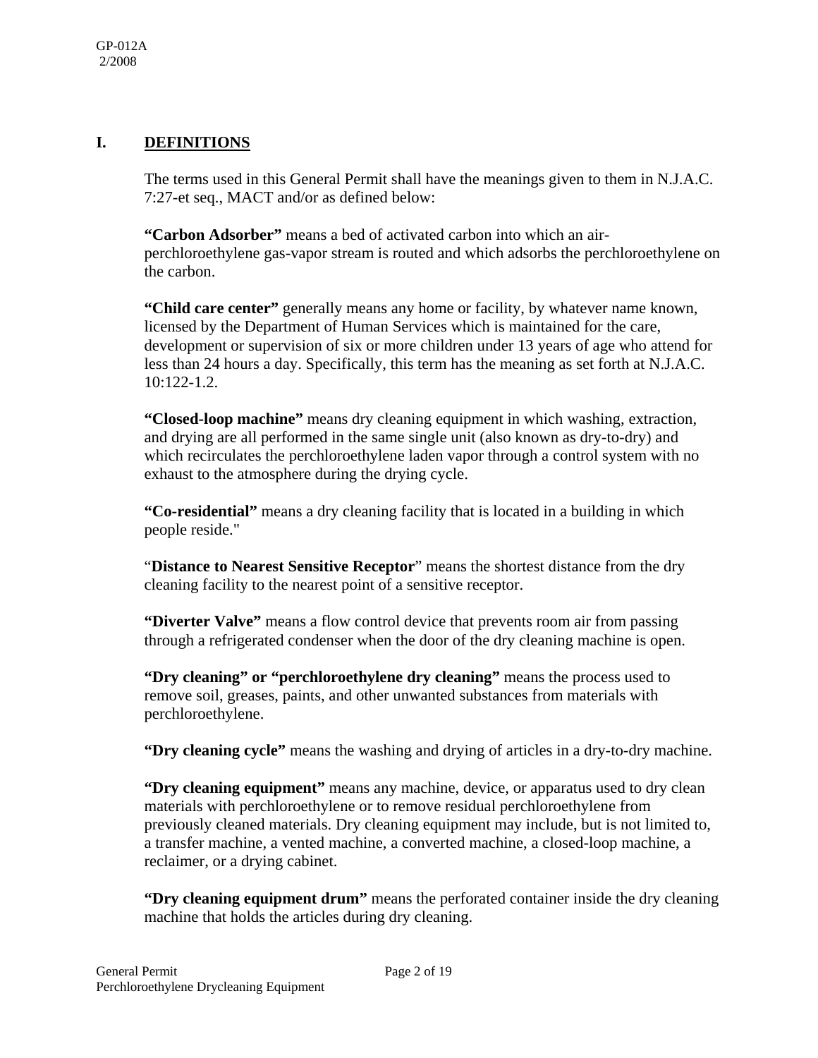## I. DEFINITIONS

The terms used in this General Permit shall have the meanings given to them in N.J.A.C. 7:27-et seq., MACT and/or as defined below:

**"Carbon Adsorber"** means a bed of activated carbon into which an air-perchloroethylene gas-vapor stream is routed and which adsorbs the perchloroethylene on the carbon.

**"Child care center"** generally means any home or facility, by whatever name known, licensed by the Department of Human Services which is maintained for the care, development or supervision of six or more children under 13 years of age who attend for less than 24 hours a day. Specifically, this term has the meaning as set forth at N.J.A.C. 10:122-1.2.

**"Closed-loop machine"** means dry cleaning equipment in which washing, extraction, and drying are all performed in the same single unit (also known as dry-to-dry) and which recirculates the perchloroethylene laden vapor through a control system with no exhaust to the atmosphere during the drying cycle.

**"Co-residential"** means a dry cleaning facility that is located in a building in which people reside."

"**Distance to Nearest Sensitive Receptor**" means the shortest distance from the dry cleaning facility to the nearest point of a sensitive receptor.

**"Diverter Valve"** means a flow control device that prevents room air from passing through a refrigerated condenser when the door of the dry cleaning machine is open.

**"Dry cleaning" or "perchloroethylene dry cleaning"** means the process used to remove soil, greases, paints, and other unwanted substances from materials with perchloroethylene.

**"Dry cleaning cycle"** means the washing and drying of articles in a dry-to-dry machine.

**"Dry cleaning equipment"** means any machine, device, or apparatus used to dry clean materials with perchloroethylene or to remove residual perchloroethylene from previously cleaned materials. Dry cleaning equipment may include, but is not limited to, a transfer machine, a vented machine, a converted machine, a closed-loop machine, a reclaimer, or a drying cabinet.

**"Dry cleaning equipment drum"** means the perforated container inside the dry cleaning machine that holds the articles during dry cleaning.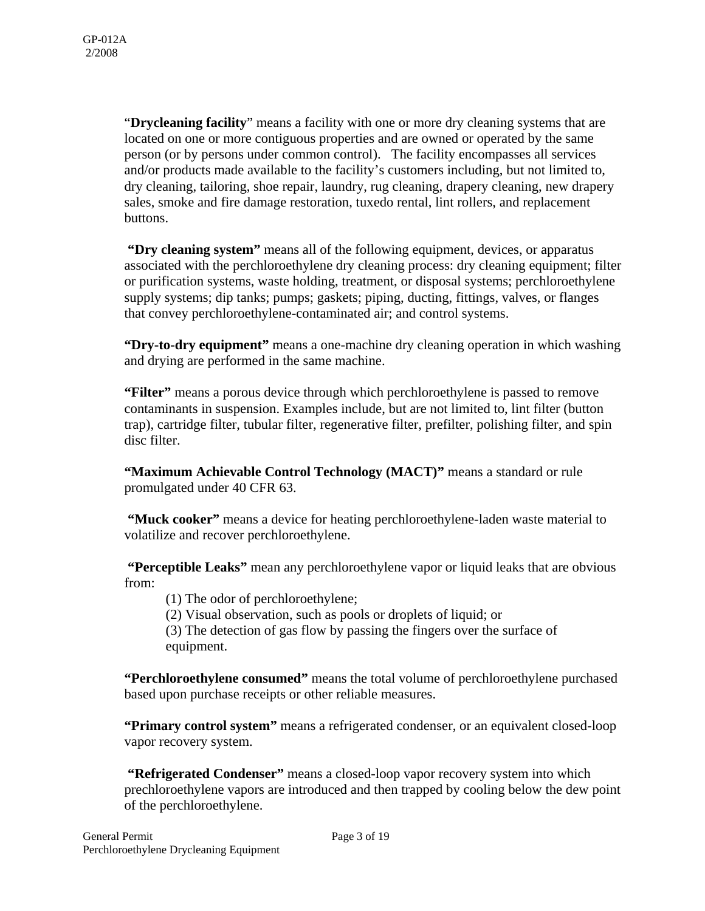"**Drycleaning facility**" means a facility with one or more dry cleaning systems that are located on one or more contiguous properties and are owned or operated by the same person (or by persons under common control). The facility encompasses all services and/or products made available to the facility's customers including, but not limited to, dry cleaning, tailoring, shoe repair, laundry, rug cleaning, drapery cleaning, new drapery sales, smoke and fire damage restoration, tuxedo rental, lint rollers, and replacement buttons.

**"Dry cleaning system"** means all of the following equipment, devices, or apparatus associated with the perchloroethylene dry cleaning process: dry cleaning equipment; filter or purification systems, waste holding, treatment, or disposal systems; perchloroethylene supply systems; dip tanks; pumps; gaskets; piping, ducting, fittings, valves, or flanges that convey perchloroethylene-contaminated air; and control systems.

**"Dry-to-dry equipment"** means a one-machine dry cleaning operation in which washing and drying are performed in the same machine.

**"Filter"** means a porous device through which perchloroethylene is passed to remove contaminants in suspension. Examples include, but are not limited to, lint filter (button trap), cartridge filter, tubular filter, regenerative filter, prefilter, polishing filter, and spin disc filter.

**"Maximum Achievable Control Technology (MACT)"** means a standard or rule promulgated under 40 CFR 63.

**"Muck cooker"** means a device for heating perchloroethylene-laden waste material to volatilize and recover perchloroethylene.

**"Perceptible Leaks"** mean any perchloroethylene vapor or liquid leaks that are obvious from:

(1) The odor of perchloroethylene;
(2) Visual observation, such as pools or droplets of liquid; or
(3) The detection of gas flow by passing the fingers over the surface of equipment.

**"Perchloroethylene consumed"** means the total volume of perchloroethylene purchased based upon purchase receipts or other reliable measures.

**"Primary control system"** means a refrigerated condenser, or an equivalent closed-loop vapor recovery system.

**"Refrigerated Condenser"** means a closed-loop vapor recovery system into which prechloroethylene vapors are introduced and then trapped by cooling below the dew point of the perchloroethylene.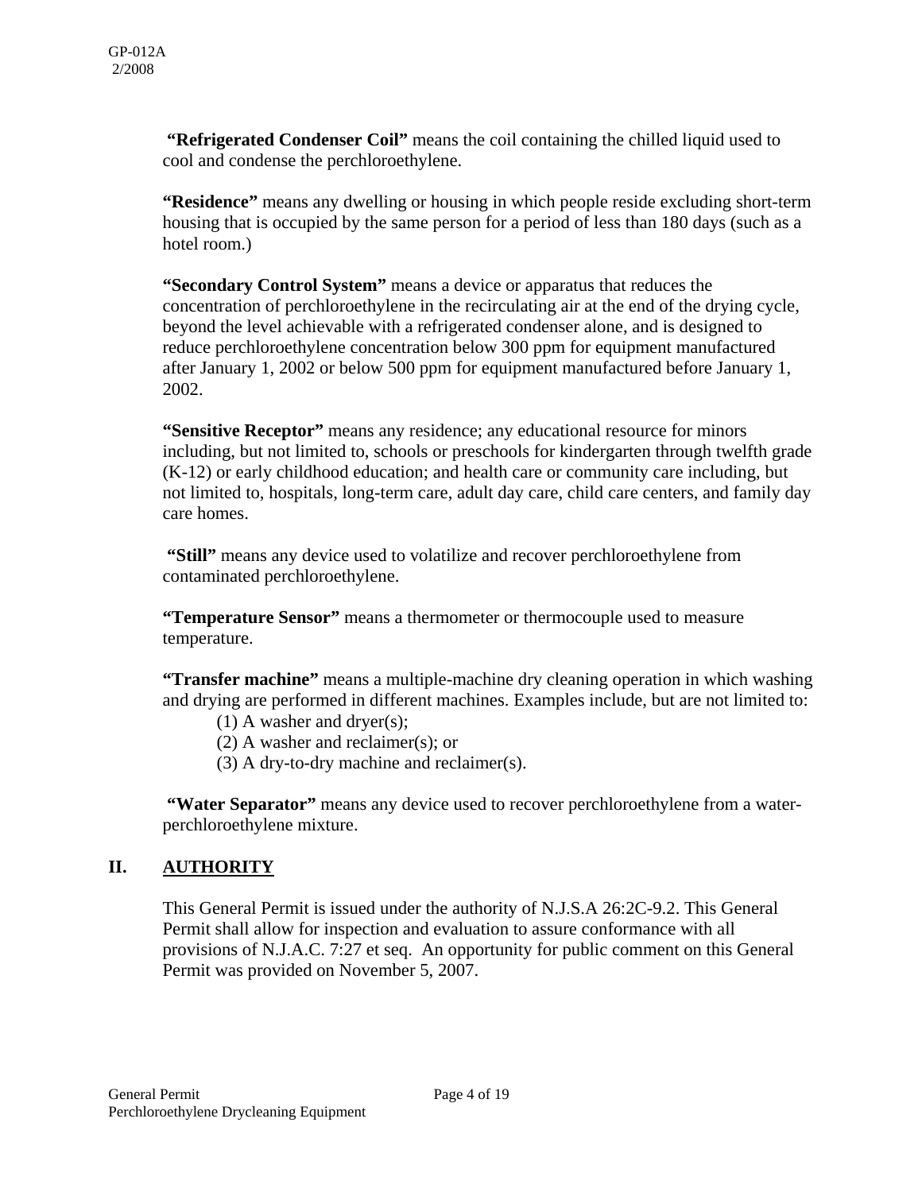**"Refrigerated Condenser Coil"** means the coil containing the chilled liquid used to cool and condense the perchloroethylene.

**"Residence"** means any dwelling or housing in which people reside excluding short-term housing that is occupied by the same person for a period of less than 180 days (such as a hotel room.)

**"Secondary Control System"** means a device or apparatus that reduces the concentration of perchloroethylene in the recirculating air at the end of the drying cycle, beyond the level achievable with a refrigerated condenser alone, and is designed to reduce perchloroethylene concentration below 300 ppm for equipment manufactured after January 1, 2002 or below 500 ppm for equipment manufactured before January 1, 2002.

**"Sensitive Receptor"** means any residence; any educational resource for minors including, but not limited to, schools or preschools for kindergarten through twelfth grade (K-12) or early childhood education; and health care or community care including, but not limited to, hospitals, long-term care, adult day care, child care centers, and family day care homes.

**"Still"** means any device used to volatilize and recover perchloroethylene from contaminated perchloroethylene.

**"Temperature Sensor"** means a thermometer or thermocouple used to measure temperature.

**"Transfer machine"** means a multiple-machine dry cleaning operation in which washing and drying are performed in different machines. Examples include, but are not limited to:

(1) A washer and dryer(s);
(2) A washer and reclaimer(s); or
(3) A dry-to-dry machine and reclaimer(s).

**"Water Separator"** means any device used to recover perchloroethylene from a water-perchloroethylene mixture.

## II. AUTHORITY

This General Permit is issued under the authority of N.J.S.A 26:2C-9.2. This General Permit shall allow for inspection and evaluation to assure conformance with all provisions of N.J.A.C. 7:27 et seq. An opportunity for public comment on this General Permit was provided on November 5, 2007.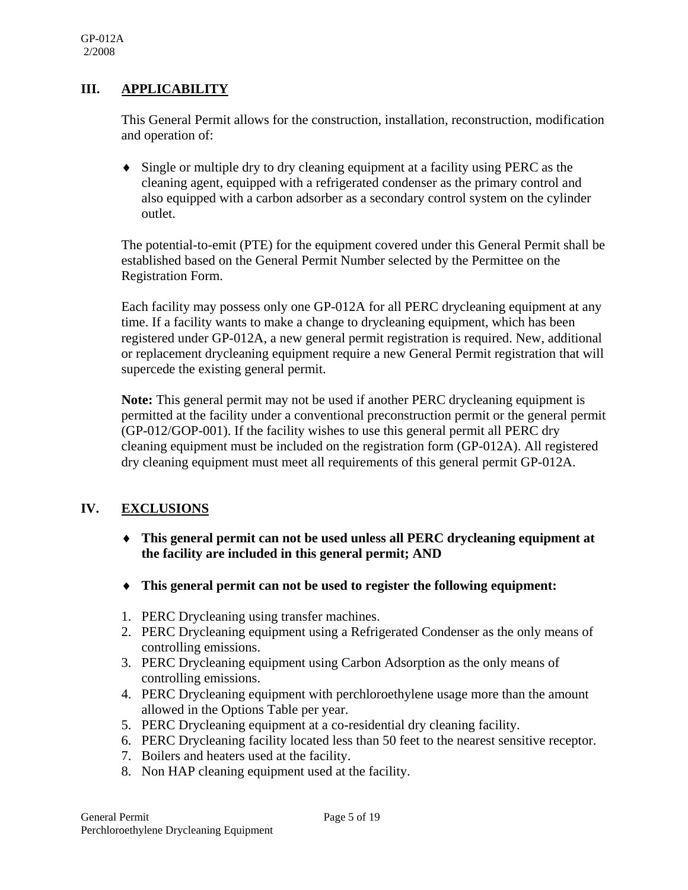## III. APPLICABILITY

This General Permit allows for the construction, installation, reconstruction, modification and operation of:

- Single or multiple dry to dry cleaning equipment at a facility using PERC as the cleaning agent, equipped with a refrigerated condenser as the primary control and also equipped with a carbon adsorber as a secondary control system on the cylinder outlet.

The potential-to-emit (PTE) for the equipment covered under this General Permit shall be established based on the General Permit Number selected by the Permittee on the Registration Form.

Each facility may possess only one GP-012A for all PERC drycleaning equipment at any time. If a facility wants to make a change to drycleaning equipment, which has been registered under GP-012A, a new general permit registration is required. New, additional or replacement drycleaning equipment require a new General Permit registration that will supercede the existing general permit.

**Note:** This general permit may not be used if another PERC drycleaning equipment is permitted at the facility under a conventional preconstruction permit or the general permit (GP-012/GOP-001). If the facility wishes to use this general permit all PERC dry cleaning equipment must be included on the registration form (GP-012A). All registered dry cleaning equipment must meet all requirements of this general permit GP-012A.

## IV. EXCLUSIONS

- **This general permit can not be used unless all PERC drycleaning equipment at the facility are included in this general permit; AND**
- **This general permit can not be used to register the following equipment:**

1. PERC Drycleaning using transfer machines.
2. PERC Drycleaning equipment using a Refrigerated Condenser as the only means of controlling emissions.
3. PERC Drycleaning equipment using Carbon Adsorption as the only means of controlling emissions.
4. PERC Drycleaning equipment with perchloroethylene usage more than the amount allowed in the Options Table per year.
5. PERC Drycleaning equipment at a co-residential dry cleaning facility.
6. PERC Drycleaning facility located less than 50 feet to the nearest sensitive receptor.
7. Boilers and heaters used at the facility.
8. Non HAP cleaning equipment used at the facility.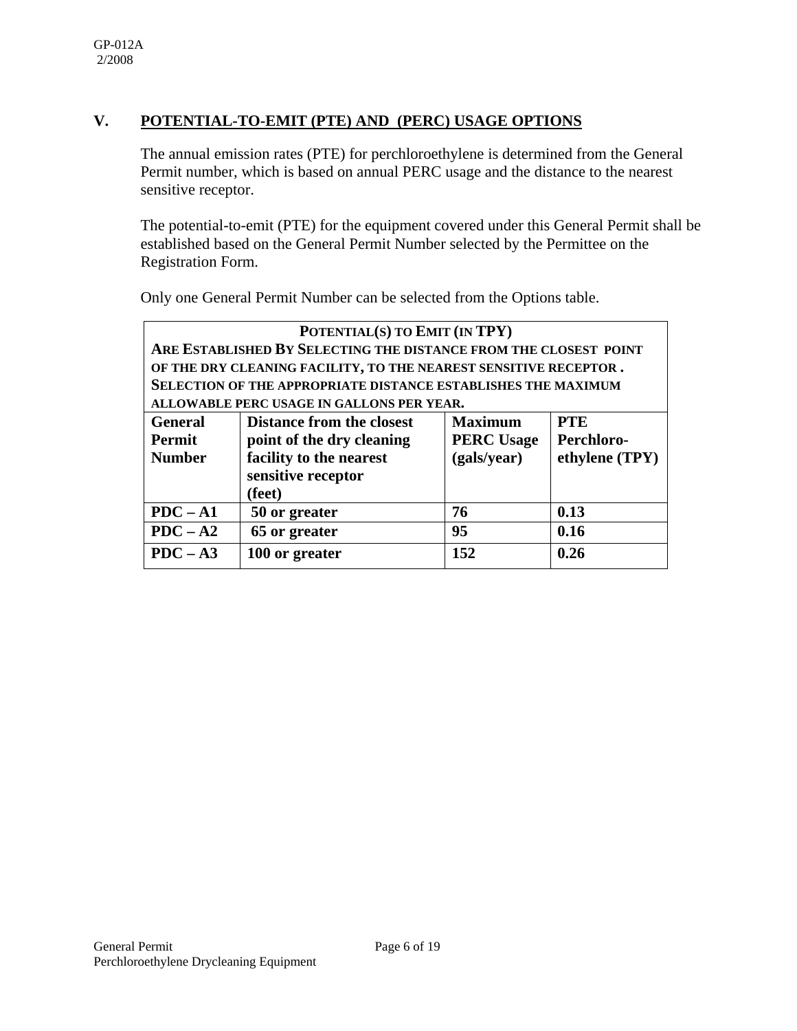## V. POTENTIAL-TO-EMIT (PTE) AND (PERC) USAGE OPTIONS

The annual emission rates (PTE) for perchloroethylene is determined from the General Permit number, which is based on annual PERC usage and the distance to the nearest sensitive receptor.

The potential-to-emit (PTE) for the equipment covered under this General Permit shall be established based on the General Permit Number selected by the Permittee on the Registration Form.

Only one General Permit Number can be selected from the Options table.

| POTENTIAL(S) TO EMIT (IN TPY) ARE ESTABLISHED BY SELECTING THE DISTANCE FROM THE CLOSEST POINT OF THE DRY CLEANING FACILITY, TO THE NEAREST SENSITIVE RECEPTOR . SELECTION OF THE APPROPRIATE DISTANCE ESTABLISHES THE MAXIMUM ALLOWABLE PERC USAGE IN GALLONS PER YEAR. | | | |
|---|---|---|---|
| **General Permit Number** | **Distance from the closest point of the dry cleaning facility to the nearest sensitive receptor (feet)** | **Maximum PERC Usage (gals/year)** | **PTE Perchloro-ethylene (TPY)** |
| **PDC – A1** | **50 or greater** | **76** | **0.13** |
| **PDC – A2** | **65 or greater** | **95** | **0.16** |
| **PDC – A3** | **100 or greater** | **152** | **0.26** |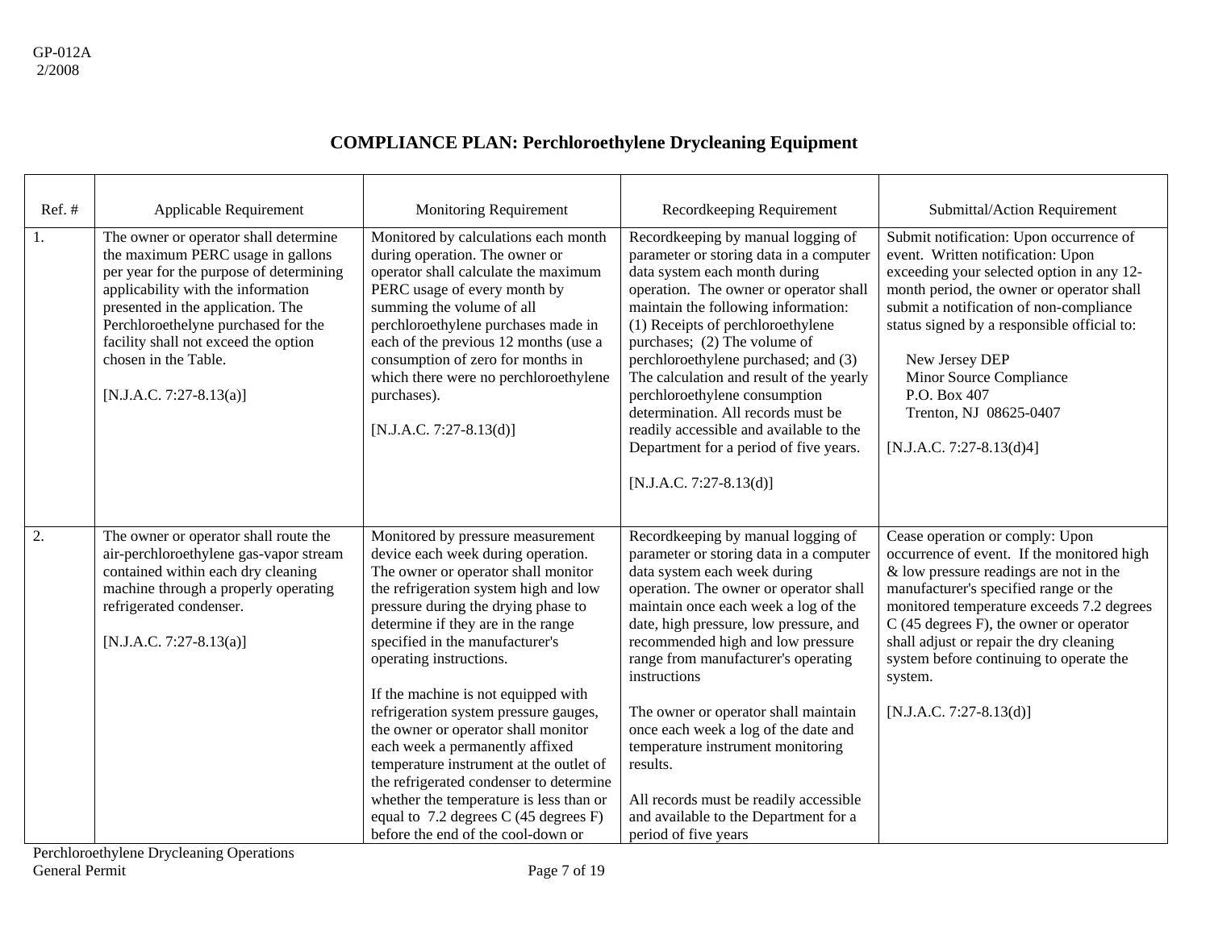## COMPLIANCE PLAN: Perchloroethylene Drycleaning Equipment

| Ref. # | Applicable Requirement | Monitoring Requirement | Recordkeeping Requirement | Submittal/Action Requirement |
|---|---|---|---|---|
| 1. | The owner or operator shall determine the maximum PERC usage in gallons per year for the purpose of determining applicability with the information presented in the application. The Perchloroethelyne purchased for the facility shall not exceed the option chosen in the Table.<br><br>[N.J.A.C. 7:27-8.13(a)] | Monitored by calculations each month during operation. The owner or operator shall calculate the maximum PERC usage of every month by summing the volume of all perchloroethylene purchases made in each of the previous 12 months (use a consumption of zero for months in which there were no perchloroethylene purchases).<br><br>[N.J.A.C. 7:27-8.13(d)] | Recordkeeping by manual logging of parameter or storing data in a computer data system each month during operation. The owner or operator shall maintain the following information: (1) Receipts of perchloroethylene purchases; (2) The volume of perchloroethylene purchased; and (3) The calculation and result of the yearly perchloroethylene consumption determination. All records must be readily accessible and available to the Department for a period of five years.<br><br>[N.J.A.C. 7:27-8.13(d)] | Submit notification: Upon occurrence of event. Written notification: Upon exceeding your selected option in any 12-month period, the owner or operator shall submit a notification of non-compliance status signed by a responsible official to:<br><br>New Jersey DEP<br>Minor Source Compliance<br>P.O. Box 407<br>Trenton, NJ 08625-0407<br><br>[N.J.A.C. 7:27-8.13(d)4] |
| 2. | The owner or operator shall route the air-perchloroethylene gas-vapor stream contained within each dry cleaning machine through a properly operating refrigerated condenser.<br><br>[N.J.A.C. 7:27-8.13(a)] | Monitored by pressure measurement device each week during operation. The owner or operator shall monitor the refrigeration system high and low pressure during the drying phase to determine if they are in the range specified in the manufacturer's operating instructions.<br><br>If the machine is not equipped with refrigeration system pressure gauges, the owner or operator shall monitor each week a permanently affixed temperature instrument at the outlet of the refrigerated condenser to determine whether the temperature is less than or equal to 7.2 degrees C (45 degrees F) before the end of the cool-down or | Recordkeeping by manual logging of parameter or storing data in a computer data system each week during operation. The owner or operator shall maintain once each week a log of the date, high pressure, low pressure, and recommended high and low pressure range from manufacturer's operating instructions<br><br>The owner or operator shall maintain once each week a log of the date and temperature instrument monitoring results.<br><br>All records must be readily accessible and available to the Department for a period of five years | Cease operation or comply: Upon occurrence of event. If the monitored high & low pressure readings are not in the manufacturer's specified range or the monitored temperature exceeds 7.2 degrees C (45 degrees F), the owner or operator shall adjust or repair the dry cleaning system before continuing to operate the system.<br><br>[N.J.A.C. 7:27-8.13(d)] |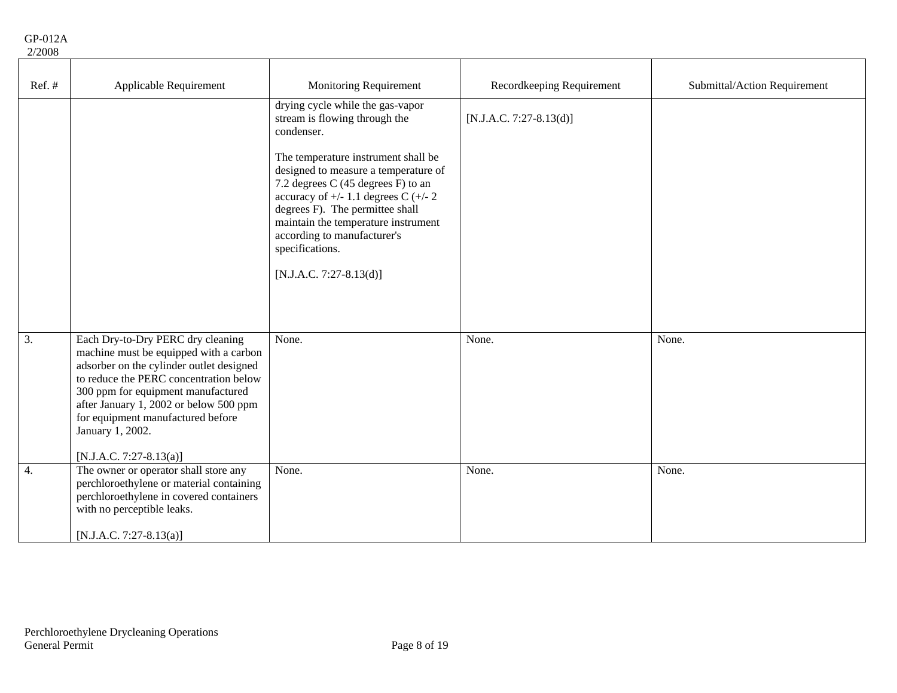| Ref. # | Applicable Requirement | Monitoring Requirement | Recordkeeping Requirement | Submittal/Action Requirement |
|---|---|---|---|---|
| | | drying cycle while the gas-vapor stream is flowing through the condenser.<br><br>The temperature instrument shall be designed to measure a temperature of 7.2 degrees C (45 degrees F) to an accuracy of +/- 1.1 degrees C (+/- 2 degrees F). The permittee shall maintain the temperature instrument according to manufacturer's specifications.<br><br>[N.J.A.C. 7:27-8.13(d)] | [N.J.A.C. 7:27-8.13(d)] | |
| 3. | Each Dry-to-Dry PERC dry cleaning machine must be equipped with a carbon adsorber on the cylinder outlet designed to reduce the PERC concentration below 300 ppm for equipment manufactured after January 1, 2002 or below 500 ppm for equipment manufactured before January 1, 2002.<br><br>[N.J.A.C. 7:27-8.13(a)] | None. | None. | None. |
| 4. | The owner or operator shall store any perchloroethylene or material containing perchloroethylene in covered containers with no perceptible leaks.<br><br>[N.J.A.C. 7:27-8.13(a)] | None. | None. | None. |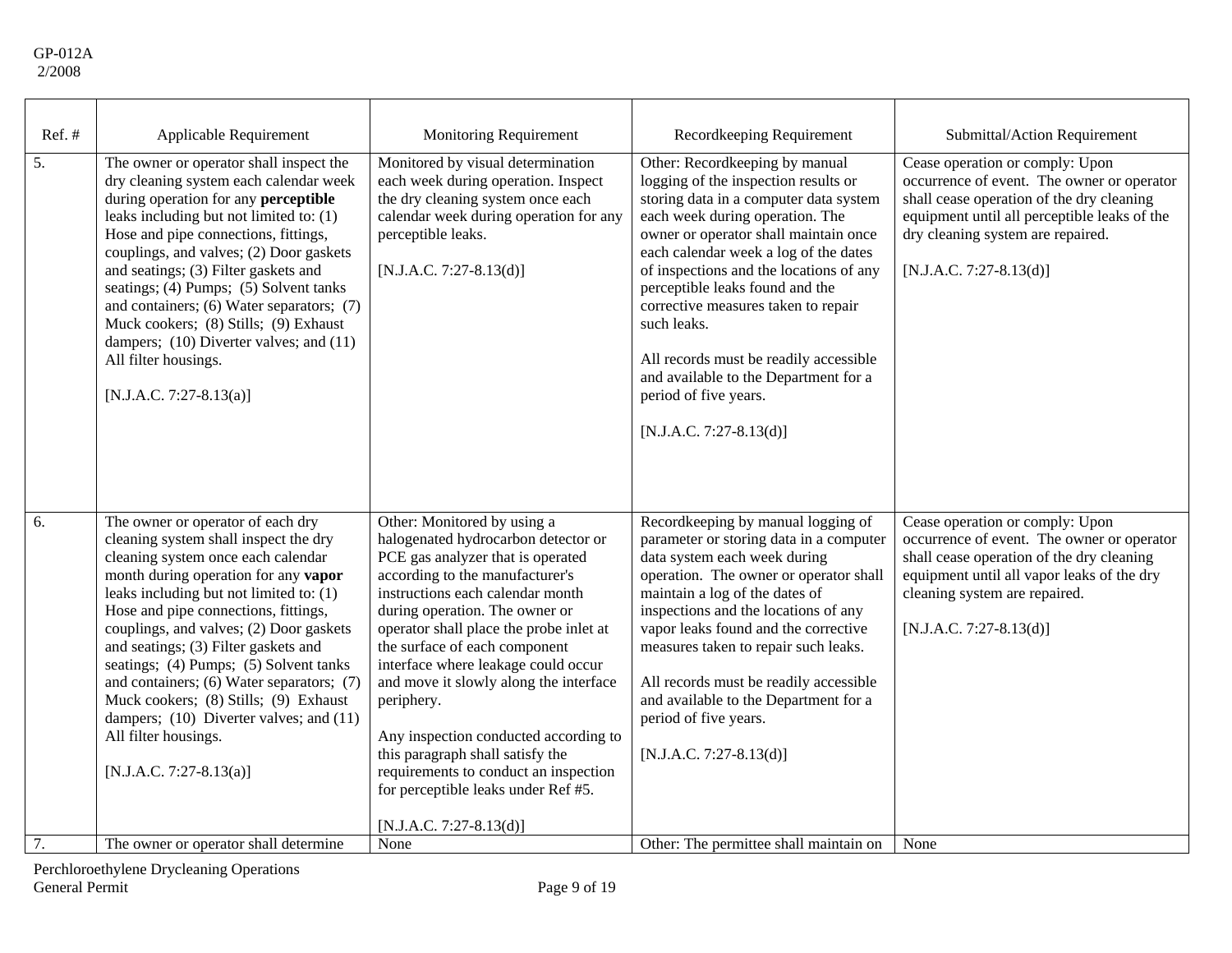| Ref. # | Applicable Requirement | Monitoring Requirement | Recordkeeping Requirement | Submittal/Action Requirement |
|---|---|---|---|---|
| 5. | The owner or operator shall inspect the dry cleaning system each calendar week during operation for any **perceptible** leaks including but not limited to: (1) Hose and pipe connections, fittings, couplings, and valves; (2) Door gaskets and seatings; (3) Filter gaskets and seatings; (4) Pumps; (5) Solvent tanks and containers; (6) Water separators; (7) Muck cookers; (8) Stills; (9) Exhaust dampers; (10) Diverter valves; and (11) All filter housings.<br><br>[N.J.A.C. 7:27-8.13(a)] | Monitored by visual determination each week during operation. Inspect the dry cleaning system once each calendar week during operation for any perceptible leaks.<br><br>[N.J.A.C. 7:27-8.13(d)] | Other: Recordkeeping by manual logging of the inspection results or storing data in a computer data system each week during operation. The owner or operator shall maintain once each calendar week a log of the dates of inspections and the locations of any perceptible leaks found and the corrective measures taken to repair such leaks.<br><br>All records must be readily accessible and available to the Department for a period of five years.<br><br>[N.J.A.C. 7:27-8.13(d)] | Cease operation or comply: Upon occurrence of event. The owner or operator shall cease operation of the dry cleaning equipment until all perceptible leaks of the dry cleaning system are repaired.<br><br>[N.J.A.C. 7:27-8.13(d)] |
| 6. | The owner or operator of each dry cleaning system shall inspect the dry cleaning system once each calendar month during operation for any **vapor** leaks including but not limited to: (1) Hose and pipe connections, fittings, couplings, and valves; (2) Door gaskets and seatings; (3) Filter gaskets and seatings; (4) Pumps; (5) Solvent tanks and containers; (6) Water separators; (7) Muck cookers; (8) Stills; (9) Exhaust dampers; (10) Diverter valves; and (11) All filter housings.<br><br>[N.J.A.C. 7:27-8.13(a)] | Other: Monitored by using a halogenated hydrocarbon detector or PCE gas analyzer that is operated according to the manufacturer's instructions each calendar month during operation. The owner or operator shall place the probe inlet at the surface of each component interface where leakage could occur and move it slowly along the interface periphery.<br><br>Any inspection conducted according to this paragraph shall satisfy the requirements to conduct an inspection for perceptible leaks under Ref #5.<br><br>[N.J.A.C. 7:27-8.13(d)] | Recordkeeping by manual logging of parameter or storing data in a computer data system each week during operation. The owner or operator shall maintain a log of the dates of inspections and the locations of any vapor leaks found and the corrective measures taken to repair such leaks.<br><br>All records must be readily accessible and available to the Department for a period of five years.<br><br>[N.J.A.C. 7:27-8.13(d)] | Cease operation or comply: Upon occurrence of event. The owner or operator shall cease operation of the dry cleaning equipment until all vapor leaks of the dry cleaning system are repaired.<br><br>[N.J.A.C. 7:27-8.13(d)] |
| 7. | The owner or operator shall determine | None | Other: The permittee shall maintain on | None |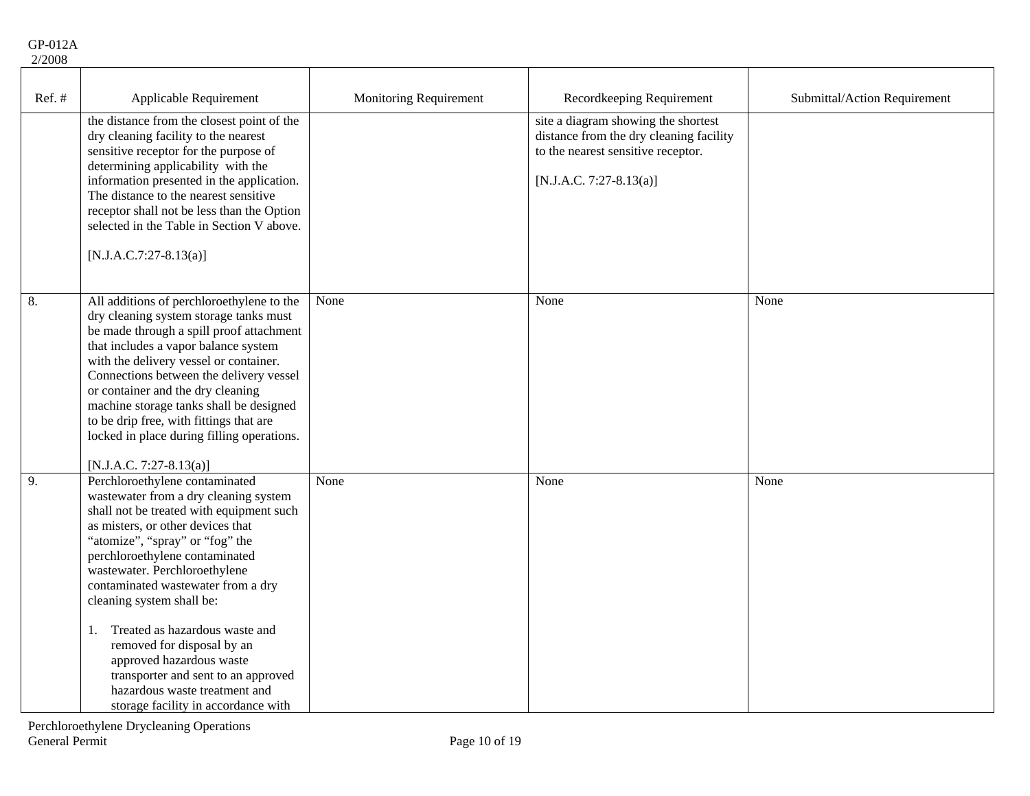| Ref. # | Applicable Requirement | Monitoring Requirement | Recordkeeping Requirement | Submittal/Action Requirement |
|---|---|---|---|---|
| | the distance from the closest point of the dry cleaning facility to the nearest sensitive receptor for the purpose of determining applicability with the information presented in the application. The distance to the nearest sensitive receptor shall not be less than the Option selected in the Table in Section V above.<br><br>[N.J.A.C.7:27-8.13(a)] | | site a diagram showing the shortest distance from the dry cleaning facility to the nearest sensitive receptor.<br><br>[N.J.A.C. 7:27-8.13(a)] | |
| 8. | All additions of perchloroethylene to the dry cleaning system storage tanks must be made through a spill proof attachment that includes a vapor balance system with the delivery vessel or container. Connections between the delivery vessel or container and the dry cleaning machine storage tanks shall be designed to be drip free, with fittings that are locked in place during filling operations.<br><br>[N.J.A.C. 7:27-8.13(a)] | None | None | None |
| 9. | Perchloroethylene contaminated wastewater from a dry cleaning system shall not be treated with equipment such as misters, or other devices that "atomize", "spray" or "fog" the perchloroethylene contaminated wastewater. Perchloroethylene contaminated wastewater from a dry cleaning system shall be:<br><br>1. Treated as hazardous waste and removed for disposal by an approved hazardous waste transporter and sent to an approved hazardous waste treatment and storage facility in accordance with | None | None | None |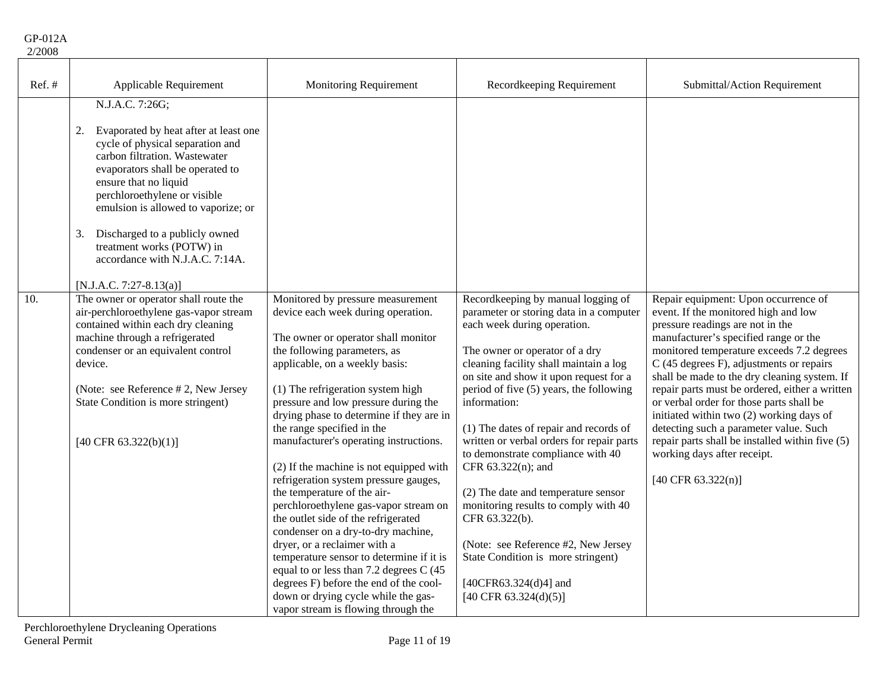| Ref. # | Applicable Requirement | Monitoring Requirement | Recordkeeping Requirement | Submittal/Action Requirement |
|---|---|---|---|---|
| | N.J.A.C. 7:26G;<br><br>2. Evaporated by heat after at least one cycle of physical separation and carbon filtration. Wastewater evaporators shall be operated to ensure that no liquid perchloroethylene or visible emulsion is allowed to vaporize; or<br><br>3. Discharged to a publicly owned treatment works (POTW) in accordance with N.J.A.C. 7:14A.<br><br>[N.J.A.C. 7:27-8.13(a)] | | | |
| 10. | The owner or operator shall route the air-perchloroethylene gas-vapor stream contained within each dry cleaning machine through a refrigerated condenser or an equivalent control device.<br><br>(Note: see Reference # 2, New Jersey State Condition is more stringent)<br><br>[40 CFR 63.322(b)(1)] | Monitored by pressure measurement device each week during operation.<br><br>The owner or operator shall monitor the following parameters, as applicable, on a weekly basis:<br><br>(1) The refrigeration system high pressure and low pressure during the drying phase to determine if they are in the range specified in the manufacturer's operating instructions.<br><br>(2) If the machine is not equipped with refrigeration system pressure gauges, the temperature of the air-perchloroethylene gas-vapor stream on the outlet side of the refrigerated condenser on a dry-to-dry machine, dryer, or a reclaimer with a temperature sensor to determine if it is equal to or less than 7.2 degrees C (45 degrees F) before the end of the cool-down or drying cycle while the gas-vapor stream is flowing through the | Recordkeeping by manual logging of parameter or storing data in a computer each week during operation.<br><br>The owner or operator of a dry cleaning facility shall maintain a log on site and show it upon request for a period of five (5) years, the following information:<br><br>(1) The dates of repair and records of written or verbal orders for repair parts to demonstrate compliance with 40 CFR 63.322(n); and<br><br>(2) The date and temperature sensor monitoring results to comply with 40 CFR 63.322(b).<br><br>(Note: see Reference #2, New Jersey State Condition is more stringent)<br><br>[40CFR63.324(d)4] and [40 CFR 63.324(d)(5)] | Repair equipment: Upon occurrence of event. If the monitored high and low pressure readings are not in the manufacturer's specified range or the monitored temperature exceeds 7.2 degrees C (45 degrees F), adjustments or repairs shall be made to the dry cleaning system. If repair parts must be ordered, either a written or verbal order for those parts shall be initiated within two (2) working days of detecting such a parameter value. Such repair parts shall be installed within five (5) working days after receipt.<br><br>[40 CFR 63.322(n)] |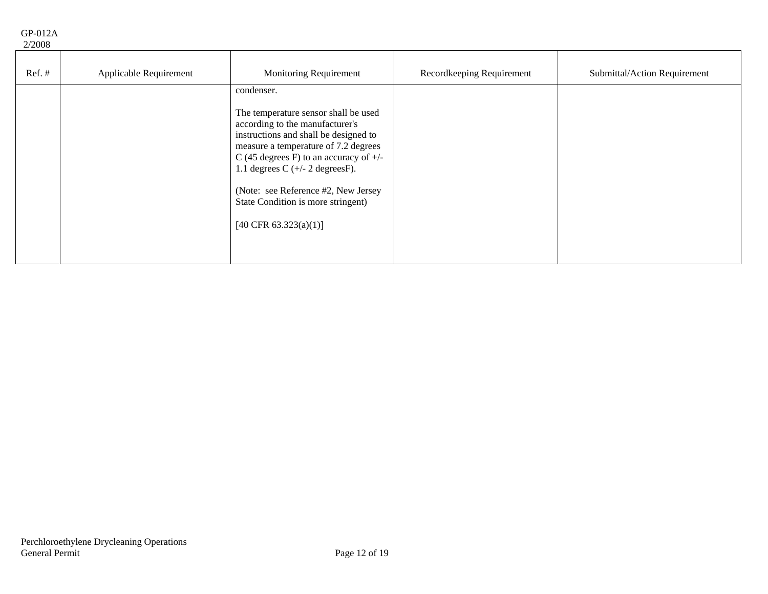| Ref. # | Applicable Requirement | Monitoring Requirement | Recordkeeping Requirement | Submittal/Action Requirement |
|---|---|---|---|---|
| | | condenser.<br><br>The temperature sensor shall be used according to the manufacturer's instructions and shall be designed to measure a temperature of 7.2 degrees C (45 degrees F) to an accuracy of +/- 1.1 degrees C (+/- 2 degreesF).<br><br>(Note: see Reference #2, New Jersey State Condition is more stringent)<br><br>[40 CFR 63.323(a)(1)] | | |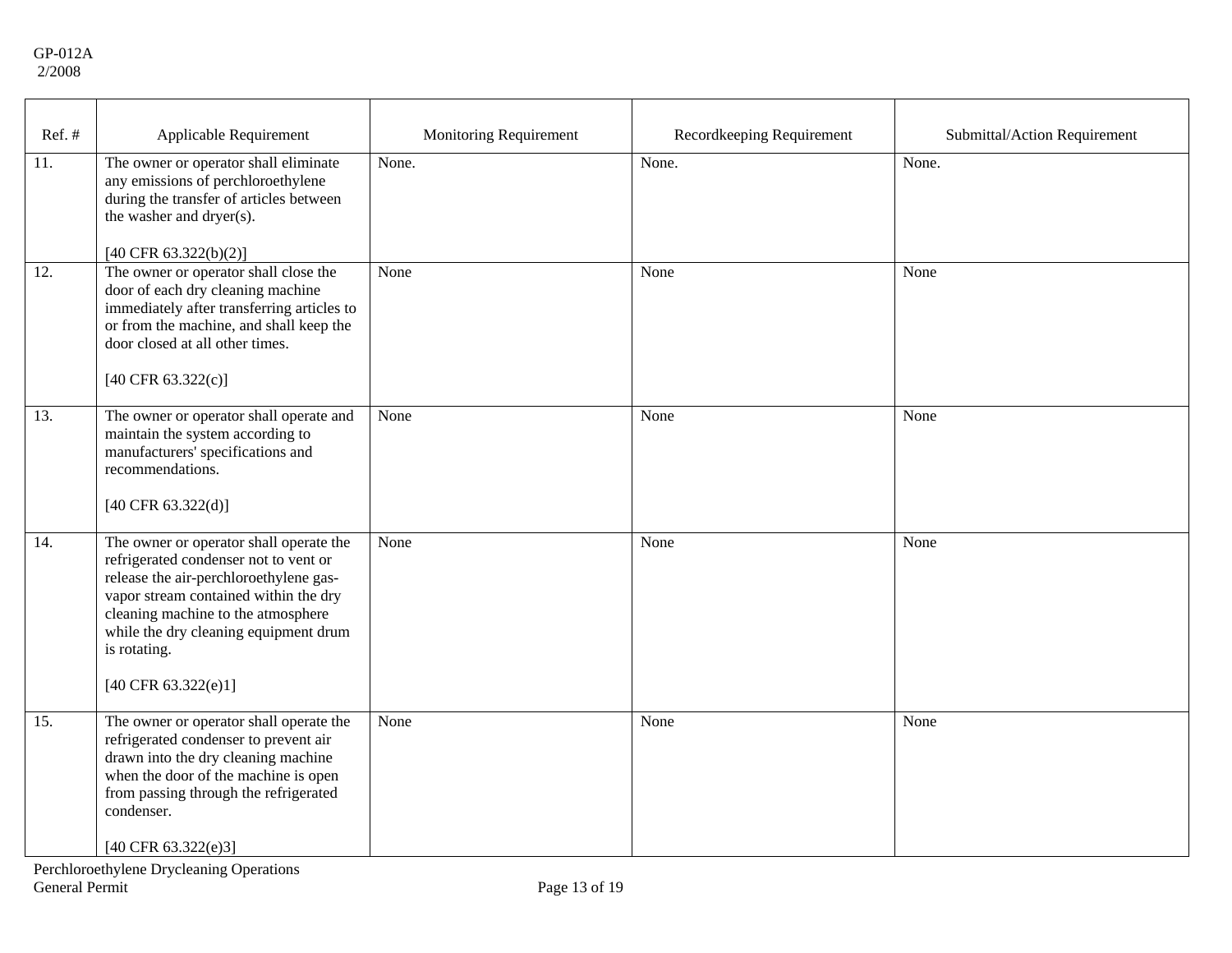| Ref. # | Applicable Requirement | Monitoring Requirement | Recordkeeping Requirement | Submittal/Action Requirement |
|---|---|---|---|---|
| 11. | The owner or operator shall eliminate any emissions of perchloroethylene during the transfer of articles between the washer and dryer(s).<br><br>[40 CFR 63.322(b)(2)] | None. | None. | None. |
| 12. | The owner or operator shall close the door of each dry cleaning machine immediately after transferring articles to or from the machine, and shall keep the door closed at all other times.<br><br>[40 CFR 63.322(c)] | None | None | None |
| 13. | The owner or operator shall operate and maintain the system according to manufacturers' specifications and recommendations.<br><br>[40 CFR 63.322(d)] | None | None | None |
| 14. | The owner or operator shall operate the refrigerated condenser not to vent or release the air-perchloroethylene gas-vapor stream contained within the dry cleaning machine to the atmosphere while the dry cleaning equipment drum is rotating.<br><br>[40 CFR 63.322(e)1] | None | None | None |
| 15. | The owner or operator shall operate the refrigerated condenser to prevent air drawn into the dry cleaning machine when the door of the machine is open from passing through the refrigerated condenser.<br><br>[40 CFR 63.322(e)3] | None | None | None |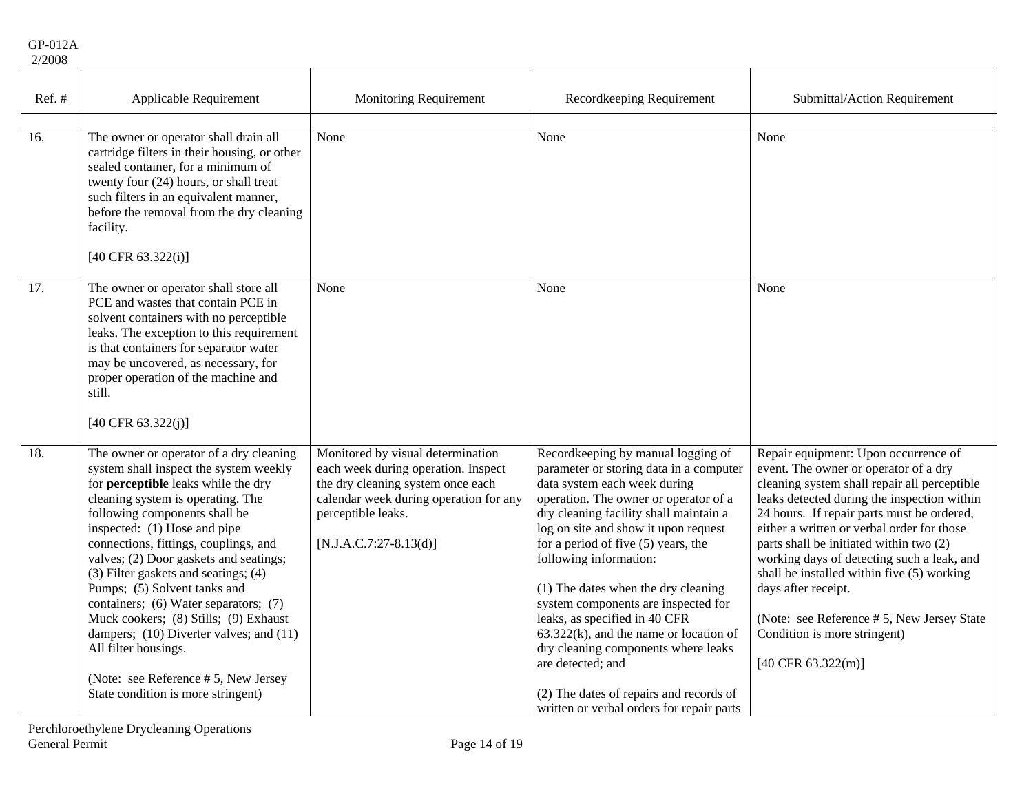| Ref. # | Applicable Requirement | Monitoring Requirement | Recordkeeping Requirement | Submittal/Action Requirement |
|---|---|---|---|---|
| | | | | |
| 16. | The owner or operator shall drain all cartridge filters in their housing, or other sealed container, for a minimum of twenty four (24) hours, or shall treat such filters in an equivalent manner, before the removal from the dry cleaning facility.<br><br>[40 CFR 63.322(i)] | None | None | None |
| 17. | The owner or operator shall store all PCE and wastes that contain PCE in solvent containers with no perceptible leaks. The exception to this requirement is that containers for separator water may be uncovered, as necessary, for proper operation of the machine and still.<br><br>[40 CFR 63.322(j)] | None | None | None |
| 18. | The owner or operator of a dry cleaning system shall inspect the system weekly for **perceptible** leaks while the dry cleaning system is operating. The following components shall be inspected: (1) Hose and pipe connections, fittings, couplings, and valves; (2) Door gaskets and seatings; (3) Filter gaskets and seatings; (4) Pumps; (5) Solvent tanks and containers; (6) Water separators; (7) Muck cookers; (8) Stills; (9) Exhaust dampers; (10) Diverter valves; and (11) All filter housings.<br><br>(Note: see Reference # 5, New Jersey State condition is more stringent) | Monitored by visual determination each week during operation. Inspect the dry cleaning system once each calendar week during operation for any perceptible leaks.<br><br>[N.J.A.C.7:27-8.13(d)] | Recordkeeping by manual logging of parameter or storing data in a computer data system each week during operation. The owner or operator of a dry cleaning facility shall maintain a log on site and show it upon request for a period of five (5) years, the following information:<br><br>(1) The dates when the dry cleaning system components are inspected for leaks, as specified in 40 CFR 63.322(k), and the name or location of dry cleaning components where leaks are detected; and<br><br>(2) The dates of repairs and records of written or verbal orders for repair parts | Repair equipment: Upon occurrence of event. The owner or operator of a dry cleaning system shall repair all perceptible leaks detected during the inspection within 24 hours. If repair parts must be ordered, either a written or verbal order for those parts shall be initiated within two (2) working days of detecting such a leak, and shall be installed within five (5) working days after receipt.<br><br>(Note: see Reference # 5, New Jersey State Condition is more stringent)<br><br>[40 CFR 63.322(m)] |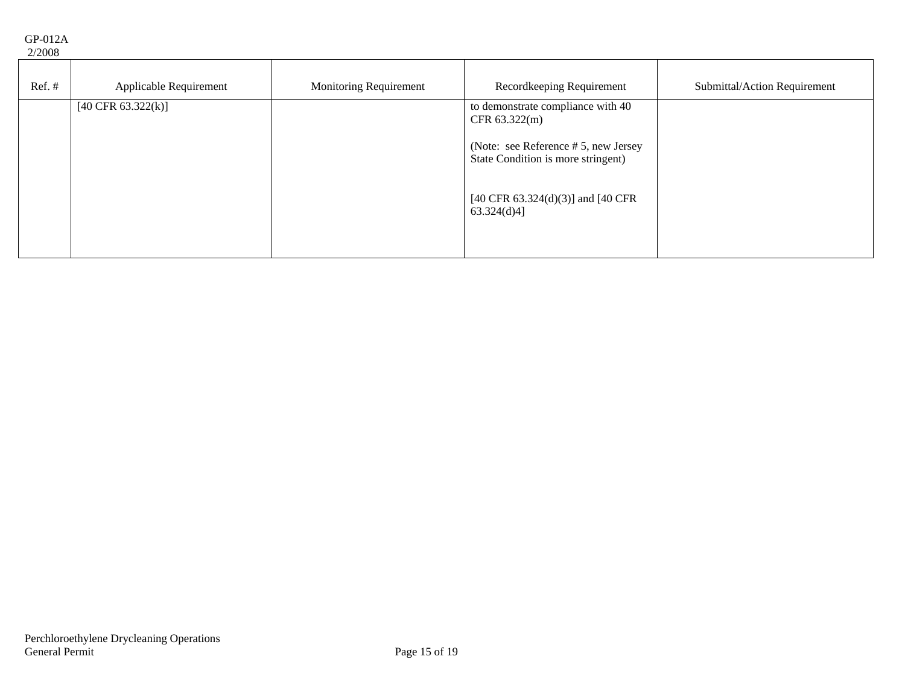| Ref. # | Applicable Requirement | Monitoring Requirement | Recordkeeping Requirement | Submittal/Action Requirement |
|---|---|---|---|---|
| | [40 CFR 63.322(k)] | | to demonstrate compliance with 40 CFR 63.322(m)<br><br>(Note: see Reference # 5, new Jersey State Condition is more stringent)<br><br>[40 CFR 63.324(d)(3)] and [40 CFR 63.324(d)4] | |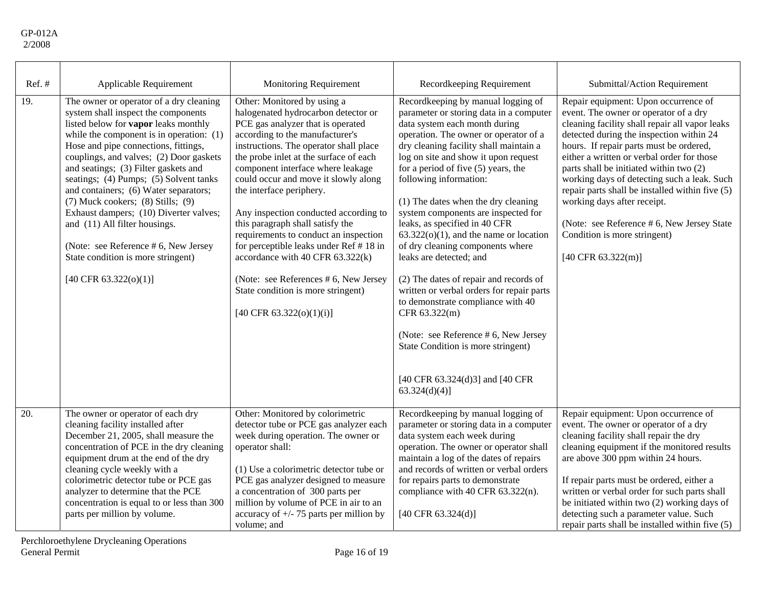GP-012A
2/2008

| Ref. # | Applicable Requirement | Monitoring Requirement | Recordkeeping Requirement | Submittal/Action Requirement |
|---|---|---|---|---|
| 19. | The owner or operator of a dry cleaning system shall inspect the components listed below for **vapor** leaks monthly while the component is in operation: (1) Hose and pipe connections, fittings, couplings, and valves; (2) Door gaskets and seatings; (3) Filter gaskets and seatings; (4) Pumps; (5) Solvent tanks and containers; (6) Water separators; (7) Muck cookers; (8) Stills; (9) Exhaust dampers; (10) Diverter valves; and (11) All filter housings.<br><br>(Note: see Reference # 6, New Jersey State condition is more stringent)<br><br>[40 CFR 63.322(o)(1)] | Other: Monitored by using a halogenated hydrocarbon detector or PCE gas analyzer that is operated according to the manufacturer's instructions. The operator shall place the probe inlet at the surface of each component interface where leakage could occur and move it slowly along the interface periphery.<br><br>Any inspection conducted according to this paragraph shall satisfy the requirements to conduct an inspection for perceptible leaks under Ref # 18 in accordance with 40 CFR 63.322(k)<br><br>(Note: see References # 6, New Jersey State condition is more stringent)<br><br>[40 CFR 63.322(o)(1)(i)] | Recordkeeping by manual logging of parameter or storing data in a computer data system each month during operation. The owner or operator of a dry cleaning facility shall maintain a log on site and show it upon request for a period of five (5) years, the following information:<br><br>(1) The dates when the dry cleaning system components are inspected for leaks, as specified in 40 CFR 63.322(o)(1), and the name or location of dry cleaning components where leaks are detected; and<br><br>(2) The dates of repair and records of written or verbal orders for repair parts to demonstrate compliance with 40 CFR 63.322(m)<br><br>(Note: see Reference # 6, New Jersey State Condition is more stringent)<br><br>[40 CFR 63.324(d)3] and [40 CFR 63.324(d)(4)] | Repair equipment: Upon occurrence of event. The owner or operator of a dry cleaning facility shall repair all vapor leaks detected during the inspection within 24 hours. If repair parts must be ordered, either a written or verbal order for those parts shall be initiated within two (2) working days of detecting such a leak. Such repair parts shall be installed within five (5) working days after receipt.<br><br>(Note: see Reference # 6, New Jersey State Condition is more stringent)<br><br>[40 CFR 63.322(m)] |
| 20. | The owner or operator of each dry cleaning facility installed after December 21, 2005, shall measure the concentration of PCE in the dry cleaning equipment drum at the end of the dry cleaning cycle weekly with a colorimetric detector tube or PCE gas analyzer to determine that the PCE concentration is equal to or less than 300 parts per million by volume. | Other: Monitored by colorimetric detector tube or PCE gas analyzer each week during operation. The owner or operator shall:<br><br>(1) Use a colorimetric detector tube or PCE gas analyzer designed to measure a concentration of 300 parts per million by volume of PCE in air to an accuracy of +/- 75 parts per million by volume; and | Recordkeeping by manual logging of parameter or storing data in a computer data system each week during operation. The owner or operator shall maintain a log of the dates of repairs and records of written or verbal orders for repairs parts to demonstrate compliance with 40 CFR 63.322(n).<br><br>[40 CFR 63.324(d)] | Repair equipment: Upon occurrence of event. The owner or operator of a dry cleaning facility shall repair the dry cleaning equipment if the monitored results are above 300 ppm within 24 hours.<br><br>If repair parts must be ordered, either a written or verbal order for such parts shall be initiated within two (2) working days of detecting such a parameter value. Such repair parts shall be installed within five (5) |

Perchloroethylene Drycleaning Operations
General Permit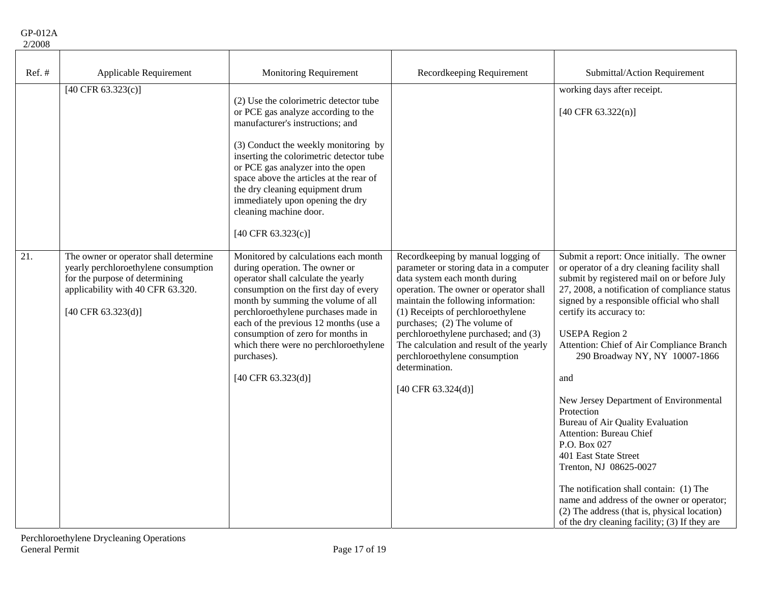| Ref. # | Applicable Requirement | Monitoring Requirement | Recordkeeping Requirement | Submittal/Action Requirement |
|---|---|---|---|---|
| | [40 CFR 63.323(c)] | (2) Use the colorimetric detector tube or PCE gas analyze according to the manufacturer's instructions; and<br><br>(3) Conduct the weekly monitoring by inserting the colorimetric detector tube or PCE gas analyzer into the open space above the articles at the rear of the dry cleaning equipment drum immediately upon opening the dry cleaning machine door.<br><br>[40 CFR 63.323(c)] | | working days after receipt.<br><br>[40 CFR 63.322(n)] |
| 21. | The owner or operator shall determine yearly perchloroethylene consumption for the purpose of determining applicability with 40 CFR 63.320.<br><br>[40 CFR 63.323(d)] | Monitored by calculations each month during operation. The owner or operator shall calculate the yearly consumption on the first day of every month by summing the volume of all perchloroethylene purchases made in each of the previous 12 months (use a consumption of zero for months in which there were no perchloroethylene purchases).<br><br>[40 CFR 63.323(d)] | Recordkeeping by manual logging of parameter or storing data in a computer data system each month during operation. The owner or operator shall maintain the following information: (1) Receipts of perchloroethylene purchases; (2) The volume of perchloroethylene purchased; and (3) The calculation and result of the yearly perchloroethylene consumption determination.<br><br>[40 CFR 63.324(d)] | Submit a report: Once initially. The owner or operator of a dry cleaning facility shall submit by registered mail on or before July 27, 2008, a notification of compliance status signed by a responsible official who shall certify its accuracy to:<br><br>USEPA Region 2<br>Attention: Chief of Air Compliance Branch<br>290 Broadway NY, NY 10007-1866<br><br>and<br><br>New Jersey Department of Environmental Protection<br>Bureau of Air Quality Evaluation<br>Attention: Bureau Chief<br>P.O. Box 027<br>401 East State Street<br>Trenton, NJ 08625-0027<br><br>The notification shall contain: (1) The name and address of the owner or operator; (2) The address (that is, physical location) of the dry cleaning facility; (3) If they are |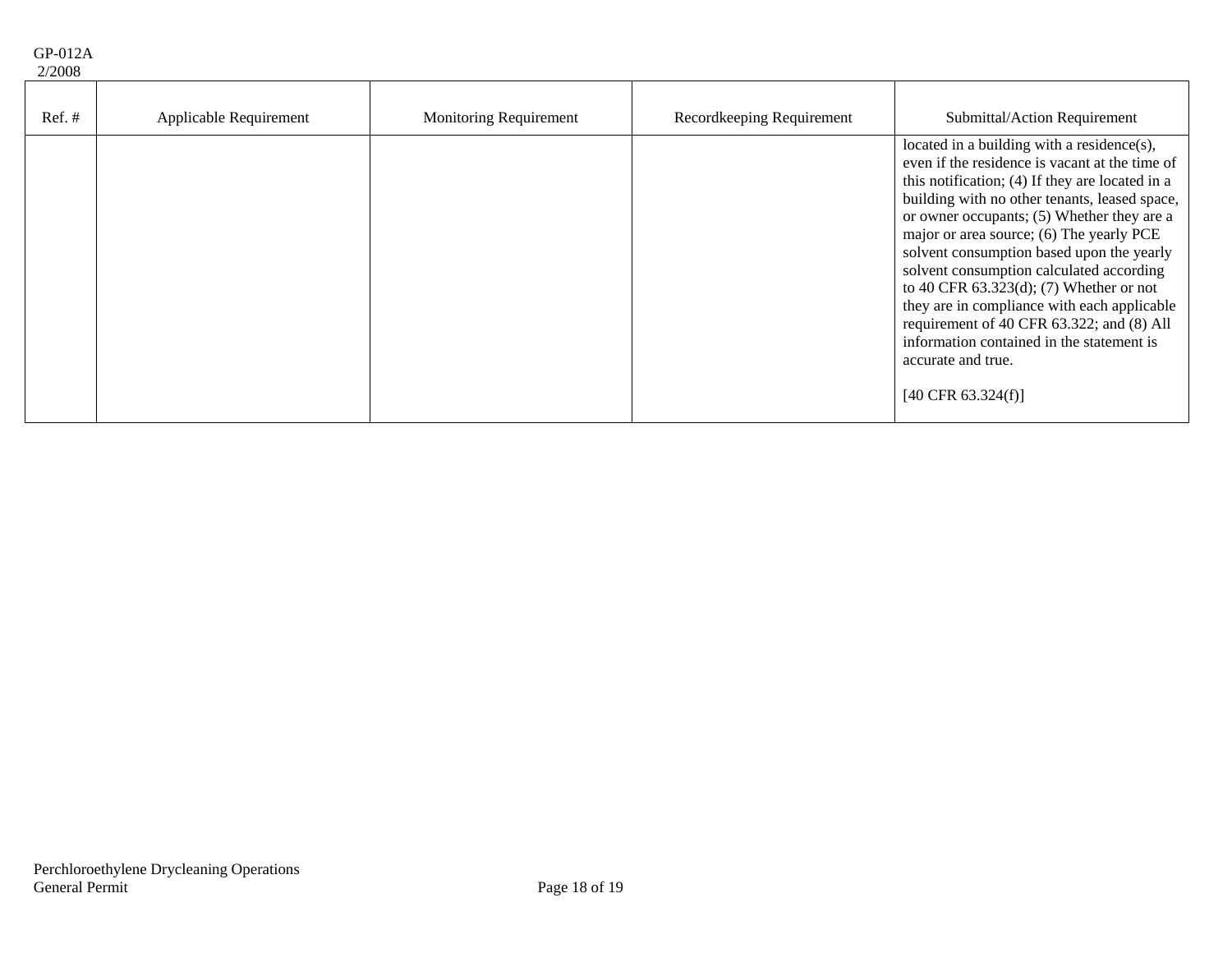| Ref. # | Applicable Requirement | Monitoring Requirement | Recordkeeping Requirement | Submittal/Action Requirement |
|---|---|---|---|---|
| | | | | located in a building with a residence(s), even if the residence is vacant at the time of this notification; (4) If they are located in a building with no other tenants, leased space, or owner occupants; (5) Whether they are a major or area source; (6) The yearly PCE solvent consumption based upon the yearly solvent consumption calculated according to 40 CFR 63.323(d); (7) Whether or not they are in compliance with each applicable requirement of 40 CFR 63.322; and (8) All information contained in the statement is accurate and true.<br><br>[40 CFR 63.324(f)] |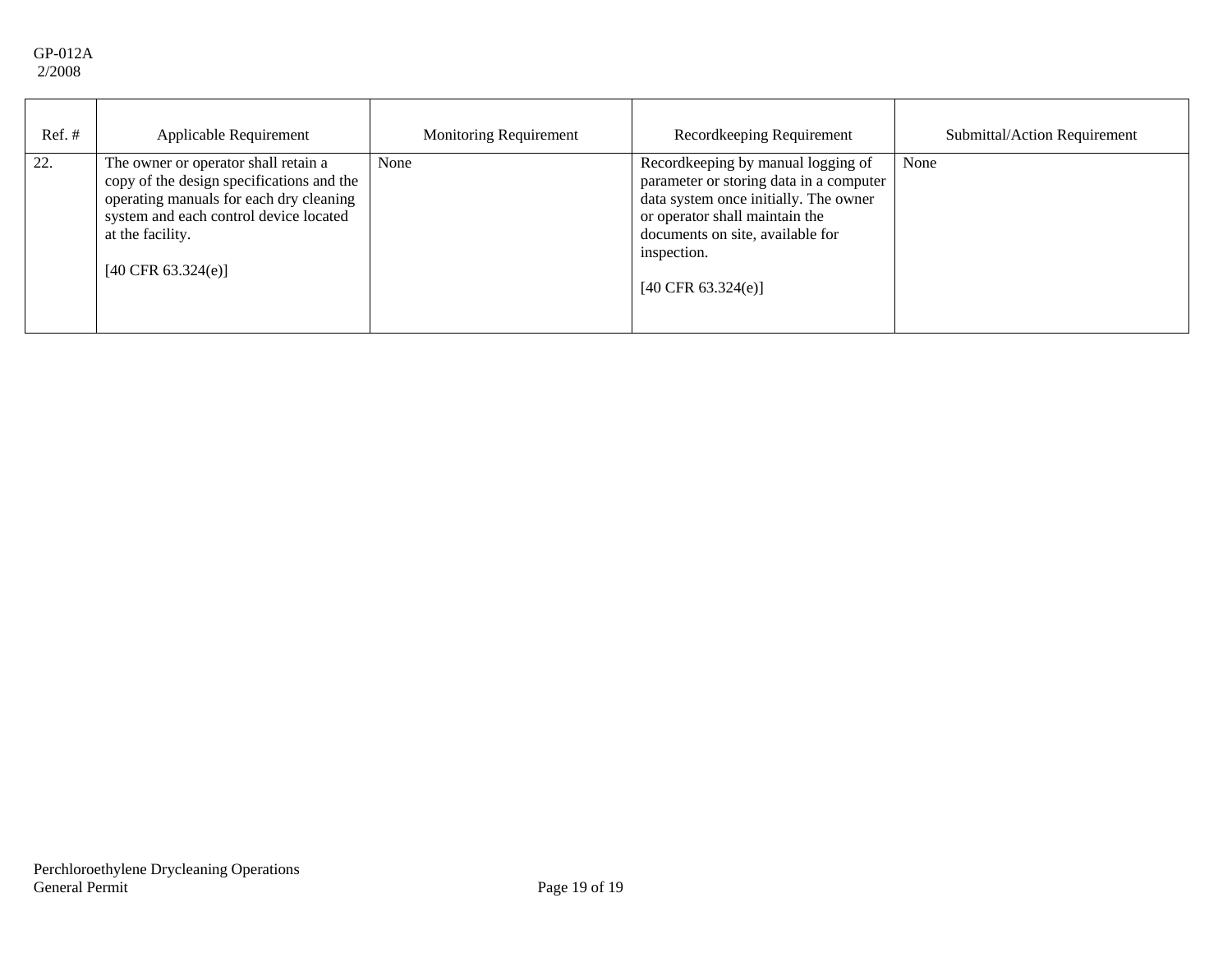| Ref. # | Applicable Requirement | Monitoring Requirement | Recordkeeping Requirement | Submittal/Action Requirement |
|---|---|---|---|---|
| 22. | The owner or operator shall retain a copy of the design specifications and the operating manuals for each dry cleaning system and each control device located at the facility.<br><br>[40 CFR 63.324(e)] | None | Recordkeeping by manual logging of parameter or storing data in a computer data system once initially. The owner or operator shall maintain the documents on site, available for inspection.<br><br>[40 CFR 63.324(e)] | None |